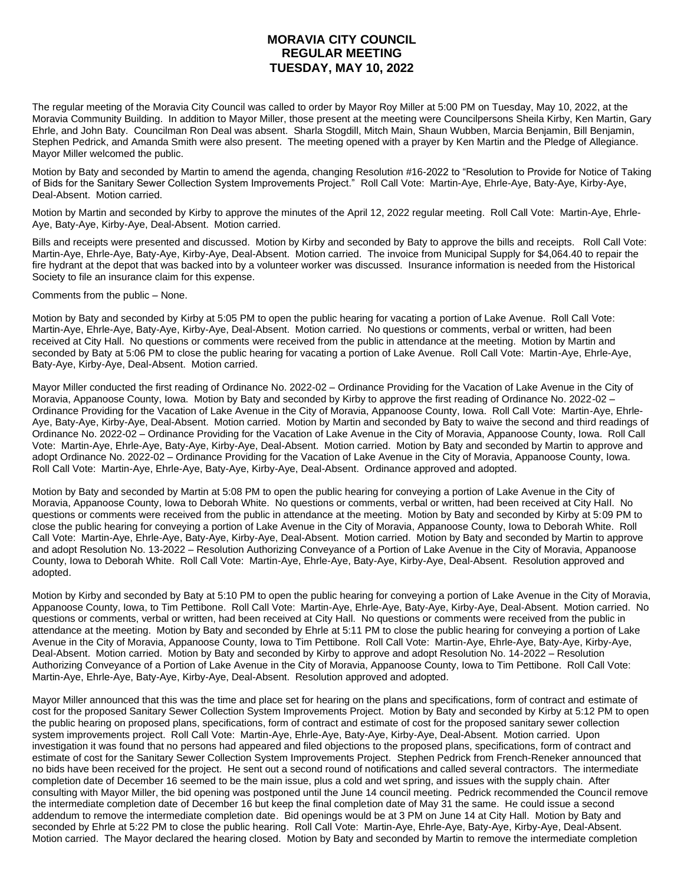# MORAVIA CITY COUNCIL
# REGULAR MEETING
# TUESDAY, MAY 10, 2022

The regular meeting of the Moravia City Council was called to order by Mayor Roy Miller at 5:00 PM on Tuesday, May 10, 2022, at the Moravia Community Building. In addition to Mayor Miller, those present at the meeting were Councilpersons Sheila Kirby, Ken Martin, Gary Ehrle, and John Baty. Councilman Ron Deal was absent. Sharla Stogdill, Mitch Main, Shaun Wubben, Marcia Benjamin, Bill Benjamin, Stephen Pedrick, and Amanda Smith were also present. The meeting opened with a prayer by Ken Martin and the Pledge of Allegiance. Mayor Miller welcomed the public.

Motion by Baty and seconded by Martin to amend the agenda, changing Resolution #16-2022 to "Resolution to Provide for Notice of Taking of Bids for the Sanitary Sewer Collection System Improvements Project." Roll Call Vote: Martin-Aye, Ehrle-Aye, Baty-Aye, Kirby-Aye, Deal-Absent. Motion carried.

Motion by Martin and seconded by Kirby to approve the minutes of the April 12, 2022 regular meeting. Roll Call Vote: Martin-Aye, Ehrle-Aye, Baty-Aye, Kirby-Aye, Deal-Absent. Motion carried.

Bills and receipts were presented and discussed. Motion by Kirby and seconded by Baty to approve the bills and receipts. Roll Call Vote: Martin-Aye, Ehrle-Aye, Baty-Aye, Kirby-Aye, Deal-Absent. Motion carried. The invoice from Municipal Supply for $4,064.40 to repair the fire hydrant at the depot that was backed into by a volunteer worker was discussed. Insurance information is needed from the Historical Society to file an insurance claim for this expense.

Comments from the public – None.

Motion by Baty and seconded by Kirby at 5:05 PM to open the public hearing for vacating a portion of Lake Avenue. Roll Call Vote: Martin-Aye, Ehrle-Aye, Baty-Aye, Kirby-Aye, Deal-Absent. Motion carried. No questions or comments, verbal or written, had been received at City Hall. No questions or comments were received from the public in attendance at the meeting. Motion by Martin and seconded by Baty at 5:06 PM to close the public hearing for vacating a portion of Lake Avenue. Roll Call Vote: Martin-Aye, Ehrle-Aye, Baty-Aye, Kirby-Aye, Deal-Absent. Motion carried.

Mayor Miller conducted the first reading of Ordinance No. 2022-02 – Ordinance Providing for the Vacation of Lake Avenue in the City of Moravia, Appanoose County, Iowa. Motion by Baty and seconded by Kirby to approve the first reading of Ordinance No. 2022-02 – Ordinance Providing for the Vacation of Lake Avenue in the City of Moravia, Appanoose County, Iowa. Roll Call Vote: Martin-Aye, Ehrle-Aye, Baty-Aye, Kirby-Aye, Deal-Absent. Motion carried. Motion by Martin and seconded by Baty to waive the second and third readings of Ordinance No. 2022-02 – Ordinance Providing for the Vacation of Lake Avenue in the City of Moravia, Appanoose County, Iowa. Roll Call Vote: Martin-Aye, Ehrle-Aye, Baty-Aye, Kirby-Aye, Deal-Absent. Motion carried. Motion by Baty and seconded by Martin to approve and adopt Ordinance No. 2022-02 – Ordinance Providing for the Vacation of Lake Avenue in the City of Moravia, Appanoose County, Iowa. Roll Call Vote: Martin-Aye, Ehrle-Aye, Baty-Aye, Kirby-Aye, Deal-Absent. Ordinance approved and adopted.

Motion by Baty and seconded by Martin at 5:08 PM to open the public hearing for conveying a portion of Lake Avenue in the City of Moravia, Appanoose County, Iowa to Deborah White. No questions or comments, verbal or written, had been received at City Hall. No questions or comments were received from the public in attendance at the meeting. Motion by Baty and seconded by Kirby at 5:09 PM to close the public hearing for conveying a portion of Lake Avenue in the City of Moravia, Appanoose County, Iowa to Deborah White. Roll Call Vote: Martin-Aye, Ehrle-Aye, Baty-Aye, Kirby-Aye, Deal-Absent. Motion carried. Motion by Baty and seconded by Martin to approve and adopt Resolution No. 13-2022 – Resolution Authorizing Conveyance of a Portion of Lake Avenue in the City of Moravia, Appanoose County, Iowa to Deborah White. Roll Call Vote: Martin-Aye, Ehrle-Aye, Baty-Aye, Kirby-Aye, Deal-Absent. Resolution approved and adopted.

Motion by Kirby and seconded by Baty at 5:10 PM to open the public hearing for conveying a portion of Lake Avenue in the City of Moravia, Appanoose County, Iowa, to Tim Pettibone. Roll Call Vote: Martin-Aye, Ehrle-Aye, Baty-Aye, Kirby-Aye, Deal-Absent. Motion carried. No questions or comments, verbal or written, had been received at City Hall. No questions or comments were received from the public in attendance at the meeting. Motion by Baty and seconded by Ehrle at 5:11 PM to close the public hearing for conveying a portion of Lake Avenue in the City of Moravia, Appanoose County, Iowa to Tim Pettibone. Roll Call Vote: Martin-Aye, Ehrle-Aye, Baty-Aye, Kirby-Aye, Deal-Absent. Motion carried. Motion by Baty and seconded by Kirby to approve and adopt Resolution No. 14-2022 – Resolution Authorizing Conveyance of a Portion of Lake Avenue in the City of Moravia, Appanoose County, Iowa to Tim Pettibone. Roll Call Vote: Martin-Aye, Ehrle-Aye, Baty-Aye, Kirby-Aye, Deal-Absent. Resolution approved and adopted.

Mayor Miller announced that this was the time and place set for hearing on the plans and specifications, form of contract and estimate of cost for the proposed Sanitary Sewer Collection System Improvements Project. Motion by Baty and seconded by Kirby at 5:12 PM to open the public hearing on proposed plans, specifications, form of contract and estimate of cost for the proposed sanitary sewer collection system improvements project. Roll Call Vote: Martin-Aye, Ehrle-Aye, Baty-Aye, Kirby-Aye, Deal-Absent. Motion carried. Upon investigation it was found that no persons had appeared and filed objections to the proposed plans, specifications, form of contract and estimate of cost for the Sanitary Sewer Collection System Improvements Project. Stephen Pedrick from French-Reneker announced that no bids have been received for the project. He sent out a second round of notifications and called several contractors. The intermediate completion date of December 16 seemed to be the main issue, plus a cold and wet spring, and issues with the supply chain. After consulting with Mayor Miller, the bid opening was postponed until the June 14 council meeting. Pedrick recommended the Council remove the intermediate completion date of December 16 but keep the final completion date of May 31 the same. He could issue a second addendum to remove the intermediate completion date. Bid openings would be at 3 PM on June 14 at City Hall. Motion by Baty and seconded by Ehrle at 5:22 PM to close the public hearing. Roll Call Vote: Martin-Aye, Ehrle-Aye, Baty-Aye, Kirby-Aye, Deal-Absent. Motion carried. The Mayor declared the hearing closed. Motion by Baty and seconded by Martin to remove the intermediate completion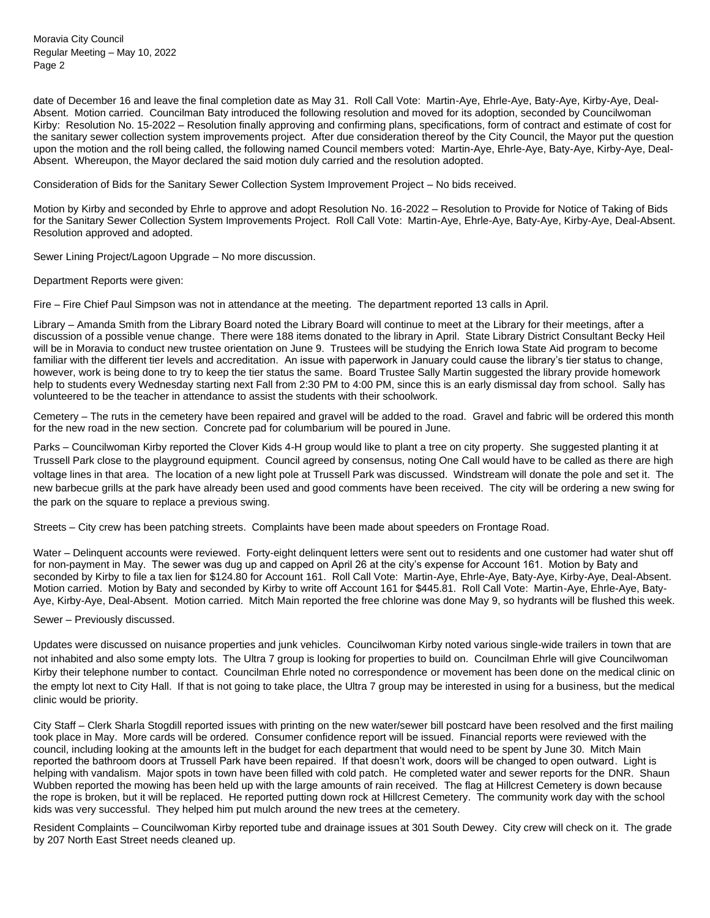date of December 16 and leave the final completion date as May 31. Roll Call Vote: Martin-Aye, Ehrle-Aye, Baty-Aye, Kirby-Aye, Deal-Absent. Motion carried. Councilman Baty introduced the following resolution and moved for its adoption, seconded by Councilwoman Kirby: Resolution No. 15-2022 – Resolution finally approving and confirming plans, specifications, form of contract and estimate of cost for the sanitary sewer collection system improvements project. After due consideration thereof by the City Council, the Mayor put the question upon the motion and the roll being called, the following named Council members voted: Martin-Aye, Ehrle-Aye, Baty-Aye, Kirby-Aye, Deal-Absent. Whereupon, the Mayor declared the said motion duly carried and the resolution adopted.

Consideration of Bids for the Sanitary Sewer Collection System Improvement Project – No bids received.

Motion by Kirby and seconded by Ehrle to approve and adopt Resolution No. 16-2022 – Resolution to Provide for Notice of Taking of Bids for the Sanitary Sewer Collection System Improvements Project. Roll Call Vote: Martin-Aye, Ehrle-Aye, Baty-Aye, Kirby-Aye, Deal-Absent. Resolution approved and adopted.

Sewer Lining Project/Lagoon Upgrade – No more discussion.

Department Reports were given:

Fire – Fire Chief Paul Simpson was not in attendance at the meeting. The department reported 13 calls in April.

Library – Amanda Smith from the Library Board noted the Library Board will continue to meet at the Library for their meetings, after a discussion of a possible venue change. There were 188 items donated to the library in April. State Library District Consultant Becky Heil will be in Moravia to conduct new trustee orientation on June 9. Trustees will be studying the Enrich Iowa State Aid program to become familiar with the different tier levels and accreditation. An issue with paperwork in January could cause the library's tier status to change, however, work is being done to try to keep the tier status the same. Board Trustee Sally Martin suggested the library provide homework help to students every Wednesday starting next Fall from 2:30 PM to 4:00 PM, since this is an early dismissal day from school. Sally has volunteered to be the teacher in attendance to assist the students with their schoolwork.

Cemetery – The ruts in the cemetery have been repaired and gravel will be added to the road. Gravel and fabric will be ordered this month for the new road in the new section. Concrete pad for columbarium will be poured in June.

Parks – Councilwoman Kirby reported the Clover Kids 4-H group would like to plant a tree on city property. She suggested planting it at Trussell Park close to the playground equipment. Council agreed by consensus, noting One Call would have to be called as there are high voltage lines in that area. The location of a new light pole at Trussell Park was discussed. Windstream will donate the pole and set it. The new barbecue grills at the park have already been used and good comments have been received. The city will be ordering a new swing for the park on the square to replace a previous swing.

Streets – City crew has been patching streets. Complaints have been made about speeders on Frontage Road.

Water – Delinquent accounts were reviewed. Forty-eight delinquent letters were sent out to residents and one customer had water shut off for non-payment in May. The sewer was dug up and capped on April 26 at the city's expense for Account 161. Motion by Baty and seconded by Kirby to file a tax lien for $124.80 for Account 161. Roll Call Vote: Martin-Aye, Ehrle-Aye, Baty-Aye, Kirby-Aye, Deal-Absent. Motion carried. Motion by Baty and seconded by Kirby to write off Account 161 for $445.81. Roll Call Vote: Martin-Aye, Ehrle-Aye, Baty-Aye, Kirby-Aye, Deal-Absent. Motion carried. Mitch Main reported the free chlorine was done May 9, so hydrants will be flushed this week.

Sewer – Previously discussed.

Updates were discussed on nuisance properties and junk vehicles. Councilwoman Kirby noted various single-wide trailers in town that are not inhabited and also some empty lots. The Ultra 7 group is looking for properties to build on. Councilman Ehrle will give Councilwoman Kirby their telephone number to contact. Councilman Ehrle noted no correspondence or movement has been done on the medical clinic on the empty lot next to City Hall. If that is not going to take place, the Ultra 7 group may be interested in using for a business, but the medical clinic would be priority.

City Staff – Clerk Sharla Stogdill reported issues with printing on the new water/sewer bill postcard have been resolved and the first mailing took place in May. More cards will be ordered. Consumer confidence report will be issued. Financial reports were reviewed with the council, including looking at the amounts left in the budget for each department that would need to be spent by June 30. Mitch Main reported the bathroom doors at Trussell Park have been repaired. If that doesn't work, doors will be changed to open outward. Light is helping with vandalism. Major spots in town have been filled with cold patch. He completed water and sewer reports for the DNR. Shaun Wubben reported the mowing has been held up with the large amounts of rain received. The flag at Hillcrest Cemetery is down because the rope is broken, but it will be replaced. He reported putting down rock at Hillcrest Cemetery. The community work day with the school kids was very successful. They helped him put mulch around the new trees at the cemetery.

Resident Complaints – Councilwoman Kirby reported tube and drainage issues at 301 South Dewey. City crew will check on it. The grade by 207 North East Street needs cleaned up.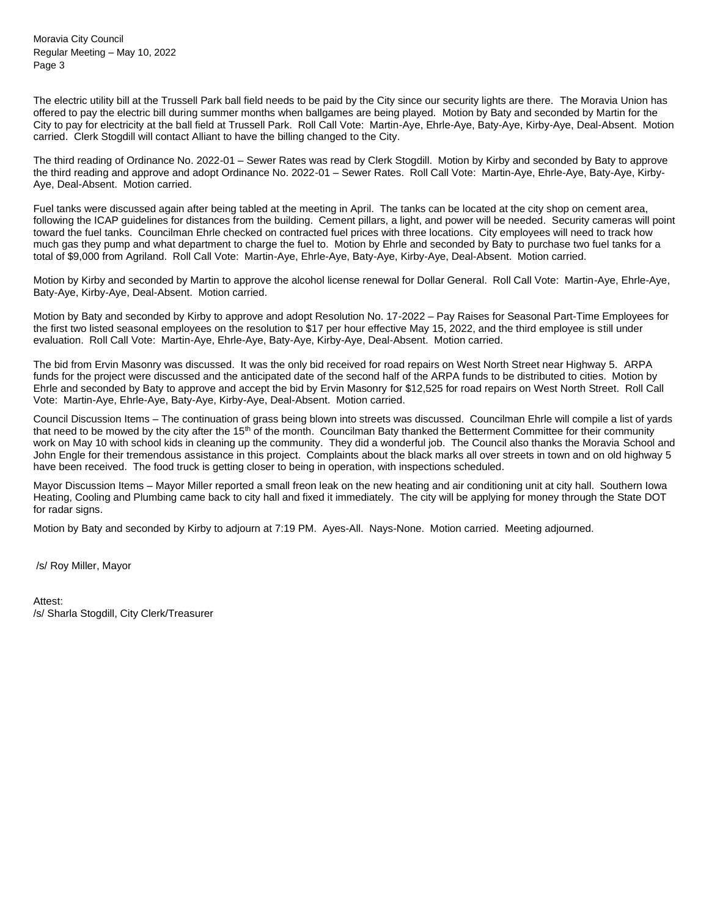The electric utility bill at the Trussell Park ball field needs to be paid by the City since our security lights are there. The Moravia Union has offered to pay the electric bill during summer months when ballgames are being played. Motion by Baty and seconded by Martin for the City to pay for electricity at the ball field at Trussell Park. Roll Call Vote: Martin-Aye, Ehrle-Aye, Baty-Aye, Kirby-Aye, Deal-Absent. Motion carried. Clerk Stogdill will contact Alliant to have the billing changed to the City.

The third reading of Ordinance No. 2022-01 – Sewer Rates was read by Clerk Stogdill. Motion by Kirby and seconded by Baty to approve the third reading and approve and adopt Ordinance No. 2022-01 – Sewer Rates. Roll Call Vote: Martin-Aye, Ehrle-Aye, Baty-Aye, Kirby-Aye, Deal-Absent. Motion carried.

Fuel tanks were discussed again after being tabled at the meeting in April. The tanks can be located at the city shop on cement area, following the ICAP guidelines for distances from the building. Cement pillars, a light, and power will be needed. Security cameras will point toward the fuel tanks. Councilman Ehrle checked on contracted fuel prices with three locations. City employees will need to track how much gas they pump and what department to charge the fuel to. Motion by Ehrle and seconded by Baty to purchase two fuel tanks for a total of $9,000 from Agriland. Roll Call Vote: Martin-Aye, Ehrle-Aye, Baty-Aye, Kirby-Aye, Deal-Absent. Motion carried.

Motion by Kirby and seconded by Martin to approve the alcohol license renewal for Dollar General. Roll Call Vote: Martin-Aye, Ehrle-Aye, Baty-Aye, Kirby-Aye, Deal-Absent. Motion carried.

Motion by Baty and seconded by Kirby to approve and adopt Resolution No. 17-2022 – Pay Raises for Seasonal Part-Time Employees for the first two listed seasonal employees on the resolution to $17 per hour effective May 15, 2022, and the third employee is still under evaluation. Roll Call Vote: Martin-Aye, Ehrle-Aye, Baty-Aye, Kirby-Aye, Deal-Absent. Motion carried.

The bid from Ervin Masonry was discussed. It was the only bid received for road repairs on West North Street near Highway 5. ARPA funds for the project were discussed and the anticipated date of the second half of the ARPA funds to be distributed to cities. Motion by Ehrle and seconded by Baty to approve and accept the bid by Ervin Masonry for $12,525 for road repairs on West North Street. Roll Call Vote: Martin-Aye, Ehrle-Aye, Baty-Aye, Kirby-Aye, Deal-Absent. Motion carried.

Council Discussion Items – The continuation of grass being blown into streets was discussed. Councilman Ehrle will compile a list of yards that need to be mowed by the city after the 15th of the month. Councilman Baty thanked the Betterment Committee for their community work on May 10 with school kids in cleaning up the community. They did a wonderful job. The Council also thanks the Moravia School and John Engle for their tremendous assistance in this project. Complaints about the black marks all over streets in town and on old highway 5 have been received. The food truck is getting closer to being in operation, with inspections scheduled.

Mayor Discussion Items – Mayor Miller reported a small freon leak on the new heating and air conditioning unit at city hall. Southern Iowa Heating, Cooling and Plumbing came back to city hall and fixed it immediately. The city will be applying for money through the State DOT for radar signs.

Motion by Baty and seconded by Kirby to adjourn at 7:19 PM. Ayes-All. Nays-None. Motion carried. Meeting adjourned.

/s/ Roy Miller, Mayor

Attest:
/s/ Sharla Stogdill, City Clerk/Treasurer